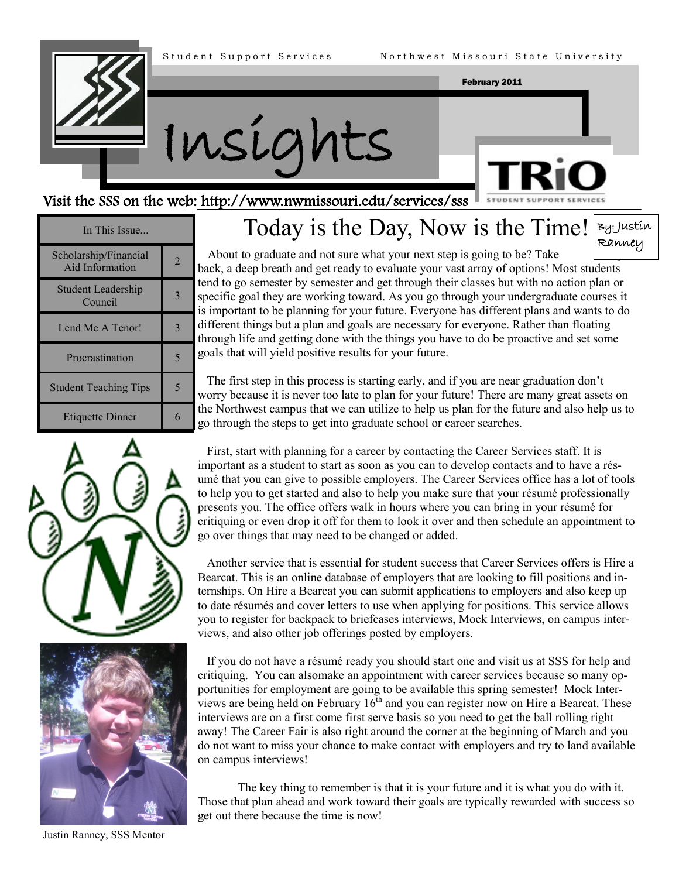Student Support Services — Northwest Missouri State University

February 2011

# Insights

Visit the SSS on the web: http://www.nwmissouri.edu/services/sss

| In This Issue... | |
|---|---|
| Scholarship/Financial Aid Information | 2 |
| Student Leadership Council | 3 |
| Lend Me A Tenor! | 3 |
| Procrastination | 5 |
| Student Teaching Tips | 5 |
| Etiquette Dinner | 6 |

## Today is the Day, Now is the Time!

By: Justin Ranney

About to graduate and not sure what your next step is going to be? Take back, a deep breath and get ready to evaluate your vast array of options! Most students tend to go semester by semester and get through their classes but with no action plan or specific goal they are working toward. As you go through your undergraduate courses it is important to be planning for your future. Everyone has different plans and wants to do different things but a plan and goals are necessary for everyone. Rather than floating through life and getting done with the things you have to do be proactive and set some goals that will yield positive results for your future.

The first step in this process is starting early, and if you are near graduation don't worry because it is never too late to plan for your future! There are many great assets on the Northwest campus that we can utilize to help us plan for the future and also help us to go through the steps to get into graduate school or career searches.

First, start with planning for a career by contacting the Career Services staff. It is important as a student to start as soon as you can to develop contacts and to have a résumé that you can give to possible employers. The Career Services office has a lot of tools to help you to get started and also to help you make sure that your résumé professionally presents you. The office offers walk in hours where you can bring in your résumé for critiquing or even drop it off for them to look it over and then schedule an appointment to go over things that may need to be changed or added.

Another service that is essential for student success that Career Services offers is Hire a Bearcat. This is an online database of employers that are looking to fill positions and internships. On Hire a Bearcat you can submit applications to employers and also keep up to date résumés and cover letters to use when applying for positions. This service allows you to register for backpack to briefcases interviews, Mock Interviews, on campus interviews, and also other job offerings posted by employers.

If you do not have a résumé ready you should start one and visit us at SSS for help and critiquing. You can alsomake an appointment with career services because so many opportunities for employment are going to be available this spring semester! Mock Interviews are being held on February 16th and you can register now on Hire a Bearcat. These interviews are on a first come first serve basis so you need to get the ball rolling right away! The Career Fair is also right around the corner at the beginning of March and you do not want to miss your chance to make contact with employers and try to land available on campus interviews!

The key thing to remember is that it is your future and it is what you do with it. Those that plan ahead and work toward their goals are typically rewarded with success so get out there because the time is now!

Justin Ranney, SSS Mentor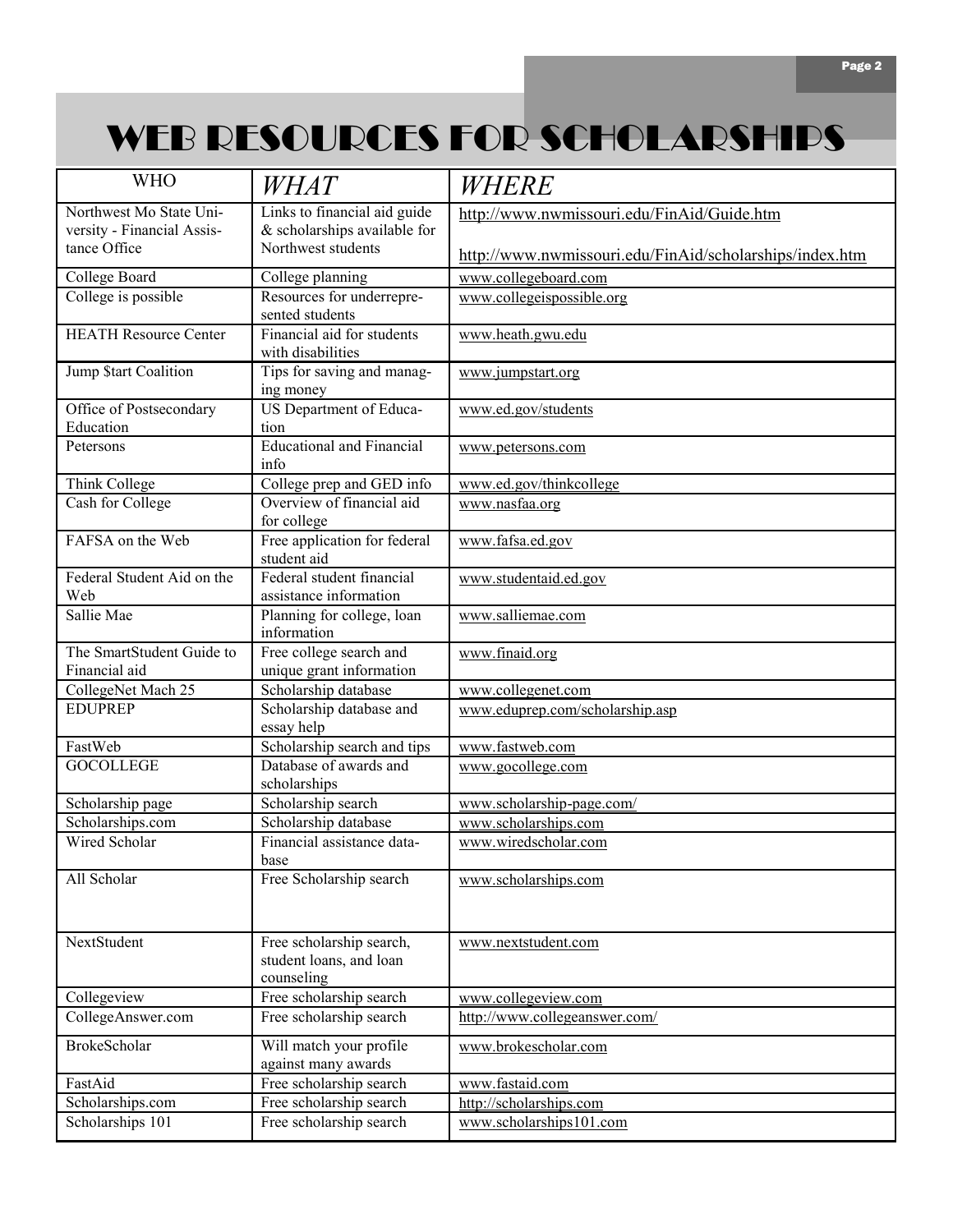# WEB RESOURCES FOR SCHOLARSHIPS

| WHO | *WHAT* | *WHERE* |
|---|---|---|
| Northwest Mo State University - Financial Assistance Office | Links to financial aid guide & scholarships available for Northwest students | http://www.nwmissouri.edu/FinAid/Guide.htm<br><br>http://www.nwmissouri.edu/FinAid/scholarships/index.htm |
| College Board | College planning | www.collegeboard.com |
| College is possible | Resources for underrepresented students | www.collegeispossible.org |
| HEATH Resource Center | Financial aid for students with disabilities | www.heath.gwu.edu |
| Jump $tart Coalition | Tips for saving and managing money | www.jumpstart.org |
| Office of Postsecondary Education | US Department of Education | www.ed.gov/students |
| Petersons | Educational and Financial info | www.petersons.com |
| Think College | College prep and GED info | www.ed.gov/thinkcollege |
| Cash for College | Overview of financial aid for college | www.nasfaa.org |
| FAFSA on the Web | Free application for federal student aid | www.fafsa.ed.gov |
| Federal Student Aid on the Web | Federal student financial assistance information | www.studentaid.ed.gov |
| Sallie Mae | Planning for college, loan information | www.salliemae.com |
| The SmartStudent Guide to Financial aid | Free college search and unique grant information | www.finaid.org |
| CollegeNet Mach 25 | Scholarship database | www.collegenet.com |
| EDUPREP | Scholarship database and essay help | www.eduprep.com/scholarship.asp |
| FastWeb | Scholarship search and tips | www.fastweb.com |
| GOCOLLEGE | Database of awards and scholarships | www.gocollege.com |
| Scholarship page | Scholarship search | www.scholarship-page.com/ |
| Scholarships.com | Scholarship database | www.scholarships.com |
| Wired Scholar | Financial assistance database | www.wiredscholar.com |
| All Scholar | Free Scholarship search | www.scholarships.com |
| NextStudent | Free scholarship search, student loans, and loan counseling | www.nextstudent.com |
| Collegeview | Free scholarship search | www.collegeview.com |
| CollegeAnswer.com | Free scholarship search | http://www.collegeanswer.com/ |
| BrokeScholar | Will match your profile against many awards | www.brokescholar.com |
| FastAid | Free scholarship search | www.fastaid.com |
| Scholarships.com | Free scholarship search | http://scholarships.com |
| Scholarships 101 | Free scholarship search | www.scholarships101.com |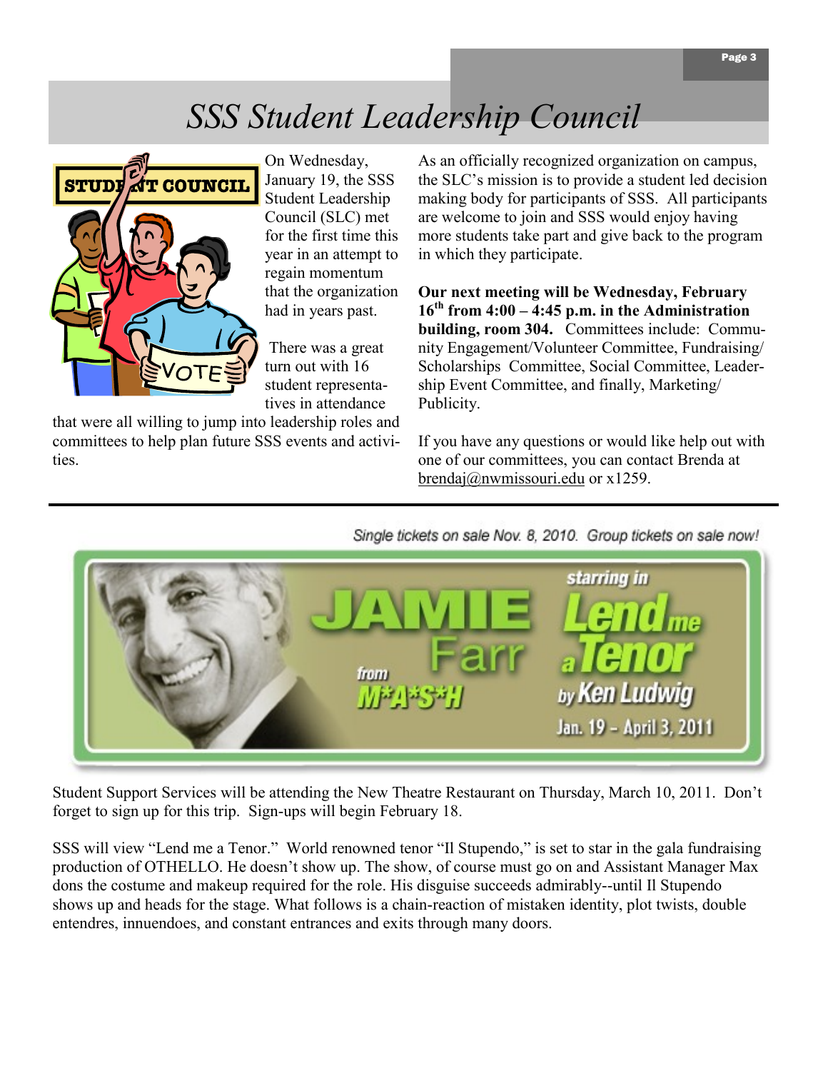# SSS Student Leadership Council

On Wednesday, January 19, the SSS Student Leadership Council (SLC) met for the first time this year in an attempt to regain momentum that the organization had in years past.

There was a great turn out with 16 student representatives in attendance that were all willing to jump into leadership roles and committees to help plan future SSS events and activities.

As an officially recognized organization on campus, the SLC's mission is to provide a student led decision making body for participants of SSS. All participants are welcome to join and SSS would enjoy having more students take part and give back to the program in which they participate.

**Our next meeting will be Wednesday, February 16th from 4:00 – 4:45 p.m. in the Administration building, room 304.** Committees include: Community Engagement/Volunteer Committee, Fundraising/Scholarships Committee, Social Committee, Leadership Event Committee, and finally, Marketing/Publicity.

If you have any questions or would like help out with one of our committees, you can contact Brenda at brendaj@nwmissouri.edu or x1259.

---

Single tickets on sale Nov. 8, 2010. Group tickets on sale now!

JAMIE Farr from M*A*S*H starring in Lend me a Tenor by Ken Ludwig Jan. 19 – April 3, 2011

Student Support Services will be attending the New Theatre Restaurant on Thursday, March 10, 2011. Don't forget to sign up for this trip. Sign-ups will begin February 18.

SSS will view "Lend me a Tenor." World renowned tenor "Il Stupendo," is set to star in the gala fundraising production of OTHELLO. He doesn't show up. The show, of course must go on and Assistant Manager Max dons the costume and makeup required for the role. His disguise succeeds admirably--until Il Stupendo shows up and heads for the stage. What follows is a chain-reaction of mistaken identity, plot twists, double entendres, innuendoes, and constant entrances and exits through many doors.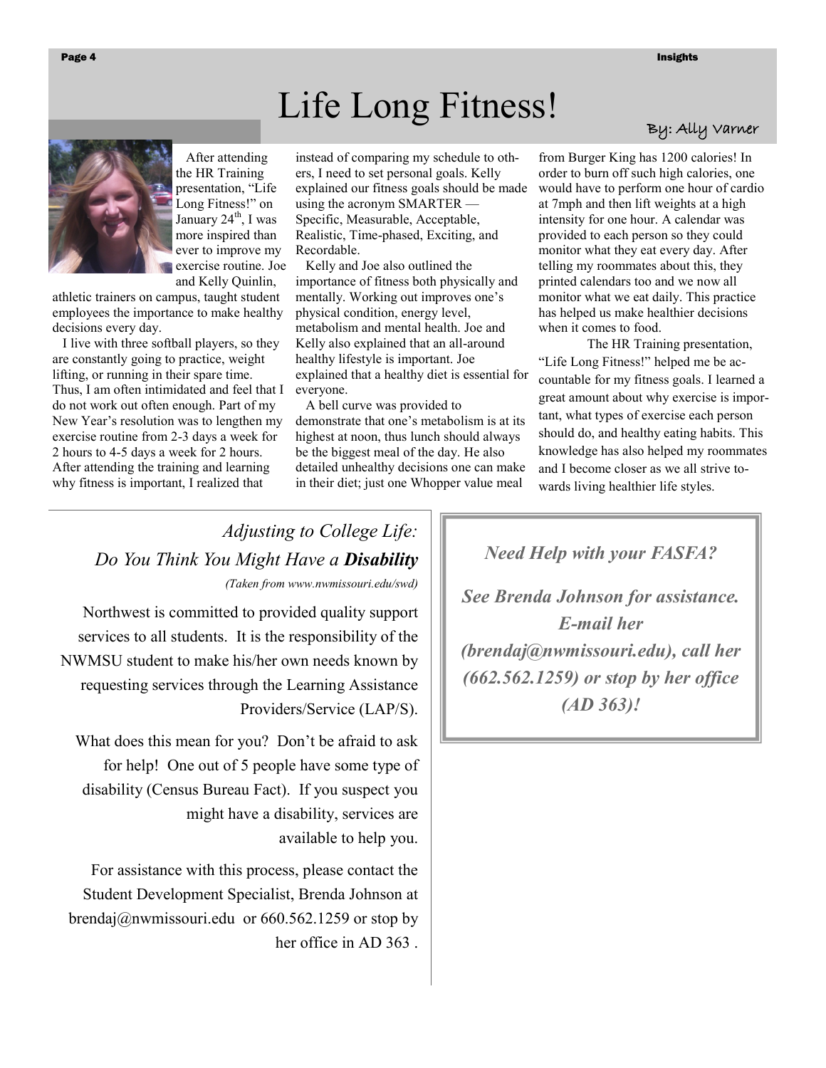# Life Long Fitness!

By: Ally Varner

After attending the HR Training presentation, "Life Long Fitness!" on January 24th, I was more inspired than ever to improve my exercise routine. Joe and Kelly Quinlin, athletic trainers on campus, taught student employees the importance to make healthy decisions every day.

I live with three softball players, so they are constantly going to practice, weight lifting, or running in their spare time. Thus, I am often intimidated and feel that I do not work out often enough. Part of my New Year's resolution was to lengthen my exercise routine from 2-3 days a week for 2 hours to 4-5 days a week for 2 hours. After attending the training and learning why fitness is important, I realized that instead of comparing my schedule to others, I need to set personal goals. Kelly explained our fitness goals should be made using the acronym SMARTER — Specific, Measurable, Acceptable, Realistic, Time-phased, Exciting, and Recordable.

Kelly and Joe also outlined the importance of fitness both physically and mentally. Working out improves one's physical condition, energy level, metabolism and mental health. Joe and Kelly also explained that an all-around healthy lifestyle is important. Joe explained that a healthy diet is essential for everyone.

A bell curve was provided to demonstrate that one's metabolism is at its highest at noon, thus lunch should always be the biggest meal of the day. He also detailed unhealthy decisions one can make in their diet; just one Whopper value meal from Burger King has 1200 calories! In order to burn off such high calories, one would have to perform one hour of cardio at 7mph and then lift weights at a high intensity for one hour. A calendar was provided to each person so they could monitor what they eat every day. After telling my roommates about this, they printed calendars too and we now all monitor what we eat daily. This practice has helped us make healthier decisions when it comes to food.

The HR Training presentation, "Life Long Fitness!" helped me be accountable for my fitness goals. I learned a great amount about why exercise is important, what types of exercise each person should do, and healthy eating habits. This knowledge has also helped my roommates and I become closer as we all strive towards living healthier life styles.

## *Adjusting to College Life: Do You Think You Might Have a **Disability***

*(Taken from www.nwmissouri.edu/swd)*

Northwest is committed to provided quality support services to all students. It is the responsibility of the NWMSU student to make his/her own needs known by requesting services through the Learning Assistance Providers/Service (LAP/S).

What does this mean for you? Don't be afraid to ask for help! One out of 5 people have some type of disability (Census Bureau Fact). If you suspect you might have a disability, services are available to help you.

For assistance with this process, please contact the Student Development Specialist, Brenda Johnson at brendaj@nwmissouri.edu or 660.562.1259 or stop by her office in AD 363 .

***Need Help with your FASFA?***

***See Brenda Johnson for assistance. E-mail her (brendaj@nwmissouri.edu), call her (662.562.1259) or stop by her office (AD 363)!***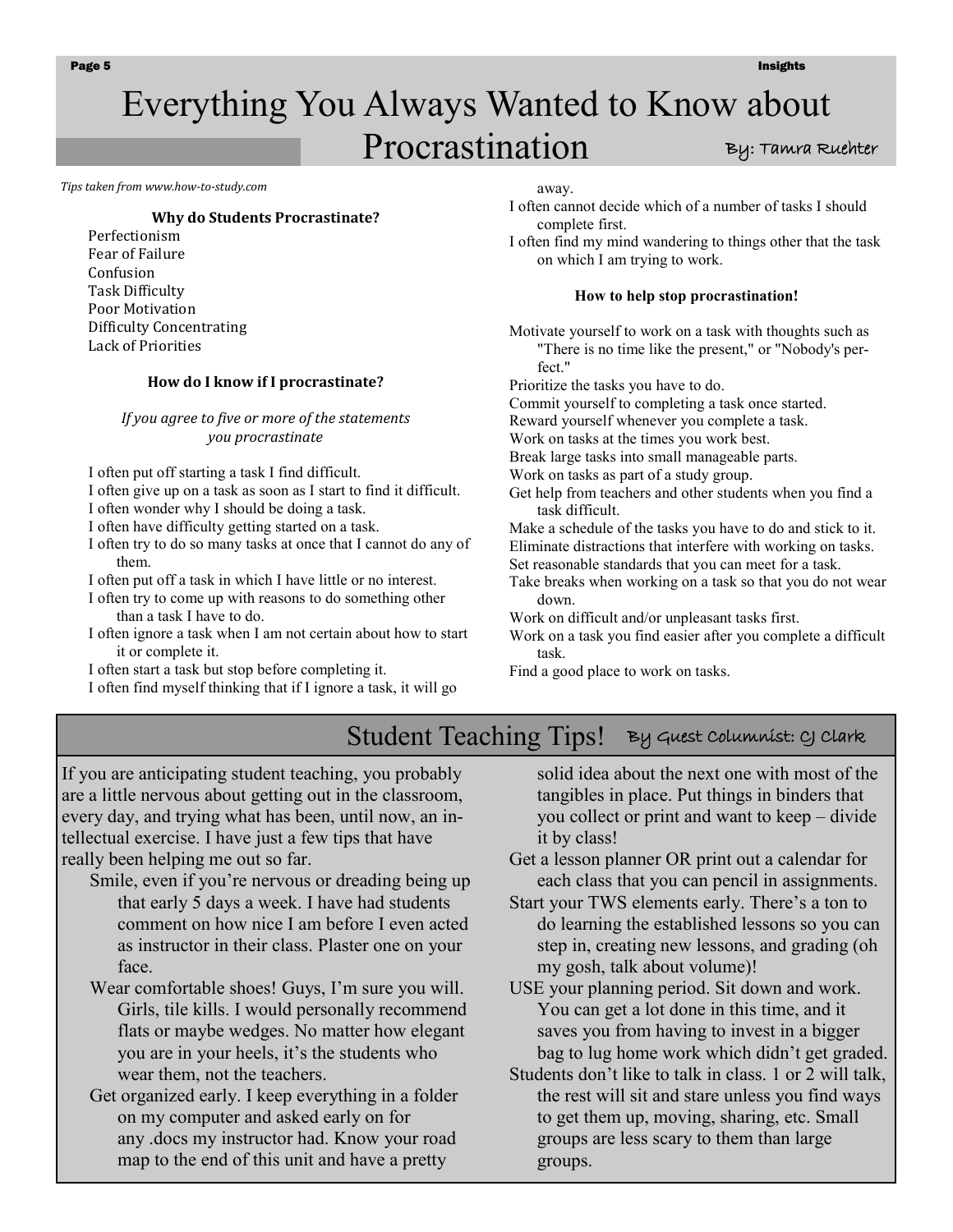# Everything You Always Wanted to Know about Procrastination

By: Tamra Ruehter

*Tips taken from www.how-to-study.com*

**Why do Students Procrastinate?**

- Perfectionism
- Fear of Failure
- Confusion
- Task Difficulty
- Poor Motivation
- Difficulty Concentrating
- Lack of Priorities

**How do I know if I procrastinate?**

*If you agree to five or more of the statements you procrastinate*

- I often put off starting a task I find difficult.
- I often give up on a task as soon as I start to find it difficult.
- I often wonder why I should be doing a task.
- I often have difficulty getting started on a task.
- I often try to do so many tasks at once that I cannot do any of them.
- I often put off a task in which I have little or no interest.
- I often try to come up with reasons to do something other than a task I have to do.
- I often ignore a task when I am not certain about how to start it or complete it.
- I often start a task but stop before completing it.
- I often find myself thinking that if I ignore a task, it will go away.
- I often cannot decide which of a number of tasks I should complete first.
- I often find my mind wandering to things other that the task on which I am trying to work.

**How to help stop procrastination!**

- Motivate yourself to work on a task with thoughts such as "There is no time like the present," or "Nobody's perfect."
- Prioritize the tasks you have to do.
- Commit yourself to completing a task once started.
- Reward yourself whenever you complete a task.
- Work on tasks at the times you work best.
- Break large tasks into small manageable parts.
- Work on tasks as part of a study group.
- Get help from teachers and other students when you find a task difficult.
- Make a schedule of the tasks you have to do and stick to it.
- Eliminate distractions that interfere with working on tasks.
- Set reasonable standards that you can meet for a task.
- Take breaks when working on a task so that you do not wear down.
- Work on difficult and/or unpleasant tasks first.
- Work on a task you find easier after you complete a difficult task.
- Find a good place to work on tasks.

## Student Teaching Tips!

By Guest Columnist: CJ Clark

If you are anticipating student teaching, you probably are a little nervous about getting out in the classroom, every day, and trying what has been, until now, an intellectual exercise. I have just a few tips that have really been helping me out so far.

- Smile, even if you're nervous or dreading being up that early 5 days a week. I have had students comment on how nice I am before I even acted as instructor in their class. Plaster one on your face.
- Wear comfortable shoes! Guys, I'm sure you will. Girls, tile kills. I would personally recommend flats or maybe wedges. No matter how elegant you are in your heels, it's the students who wear them, not the teachers.
- Get organized early. I keep everything in a folder on my computer and asked early on for any .docs my instructor had. Know your road map to the end of this unit and have a pretty solid idea about the next one with most of the tangibles in place. Put things in binders that you collect or print and want to keep – divide it by class!
- Get a lesson planner OR print out a calendar for each class that you can pencil in assignments.
- Start your TWS elements early. There's a ton to do learning the established lessons so you can step in, creating new lessons, and grading (oh my gosh, talk about volume)!
- USE your planning period. Sit down and work. You can get a lot done in this time, and it saves you from having to invest in a bigger bag to lug home work which didn't get graded.
- Students don't like to talk in class. 1 or 2 will talk, the rest will sit and stare unless you find ways to get them up, moving, sharing, etc. Small groups are less scary to them than large groups.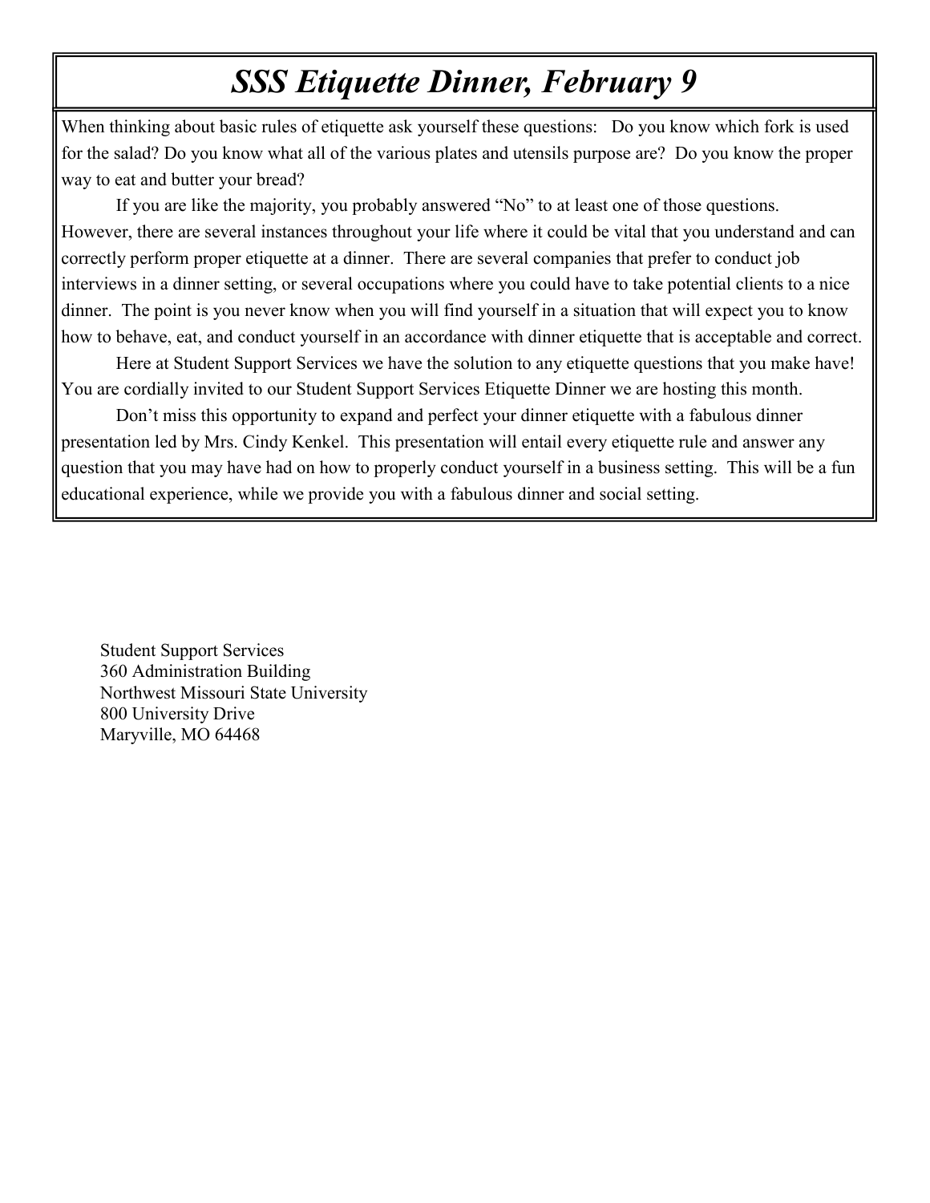# *SSS Etiquette Dinner, February 9*

When thinking about basic rules of etiquette ask yourself these questions: Do you know which fork is used for the salad? Do you know what all of the various plates and utensils purpose are? Do you know the proper way to eat and butter your bread?

If you are like the majority, you probably answered "No" to at least one of those questions. However, there are several instances throughout your life where it could be vital that you understand and can correctly perform proper etiquette at a dinner. There are several companies that prefer to conduct job interviews in a dinner setting, or several occupations where you could have to take potential clients to a nice dinner. The point is you never know when you will find yourself in a situation that will expect you to know how to behave, eat, and conduct yourself in an accordance with dinner etiquette that is acceptable and correct.

Here at Student Support Services we have the solution to any etiquette questions that you make have! You are cordially invited to our Student Support Services Etiquette Dinner we are hosting this month.

Don't miss this opportunity to expand and perfect your dinner etiquette with a fabulous dinner presentation led by Mrs. Cindy Kenkel. This presentation will entail every etiquette rule and answer any question that you may have had on how to properly conduct yourself in a business setting. This will be a fun educational experience, while we provide you with a fabulous dinner and social setting.

Student Support Services
360 Administration Building
Northwest Missouri State University
800 University Drive
Maryville, MO 64468